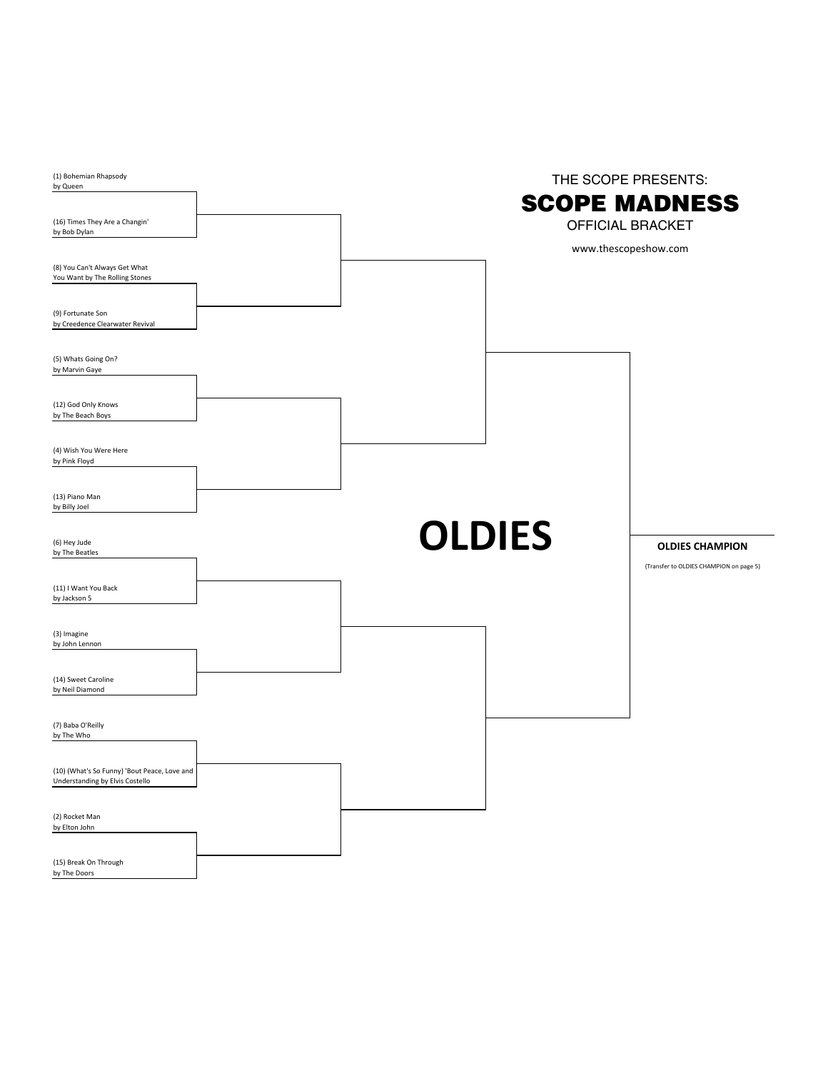THE SCOPE PRESENTS:

# SCOPE MADNESS

OFFICIAL BRACKET

www.thescopeshow.com

## OLDIES

(1) Bohemian Rhapsody
by Queen

(16) Times They Are a Changin'
by Bob Dylan

(8) You Can't Always Get What You Want by The Rolling Stones

(9) Fortunate Son
by Creedence Clearwater Revival

(5) Whats Going On?
by Marvin Gaye

(12) God Only Knows
by The Beach Boys

(4) Wish You Were Here
by Pink Floyd

(13) Piano Man
by Billy Joel

(6) Hey Jude
by The Beatles

(11) I Want You Back
by Jackson 5

(3) Imagine
by John Lennon

(14) Sweet Caroline
by Neil Diamond

(7) Baba O'Reilly
by The Who

(10) (What's So Funny) 'Bout Peace, Love and Understanding by Elvis Costello

(2) Rocket Man
by Elton John

(15) Break On Through
by The Doors

**OLDIES CHAMPION**

(Transfer to OLDIES CHAMPION on page 5)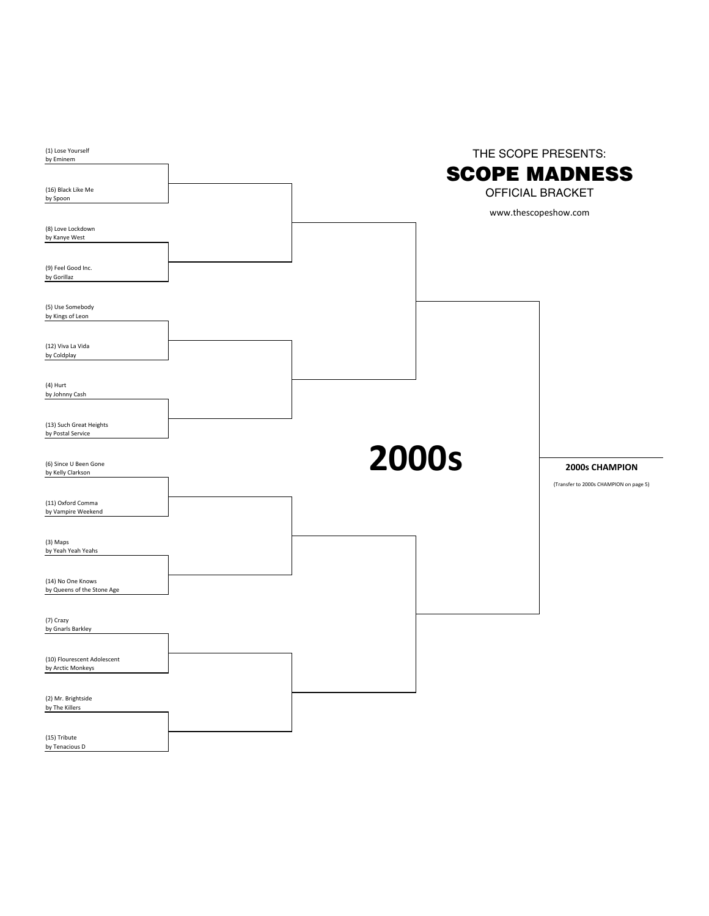THE SCOPE PRESENTS:

# SCOPE MADNESS

OFFICIAL BRACKET

www.thescopeshow.com

## 2000s

(1) Lose Yourself
by Eminem

(16) Black Like Me
by Spoon

(8) Love Lockdown
by Kanye West

(9) Feel Good Inc.
by Gorillaz

(5) Use Somebody
by Kings of Leon

(12) Viva La Vida
by Coldplay

(4) Hurt
by Johnny Cash

(13) Such Great Heights
by Postal Service

(6) Since U Been Gone
by Kelly Clarkson

(11) Oxford Comma
by Vampire Weekend

(3) Maps
by Yeah Yeah Yeahs

(14) No One Knows
by Queens of the Stone Age

(7) Crazy
by Gnarls Barkley

(10) Flourescent Adolescent
by Arctic Monkeys

(2) Mr. Brightside
by The Killers

(15) Tribute
by Tenacious D

**2000s CHAMPION**

(Transfer to 2000s CHAMPION on page 5)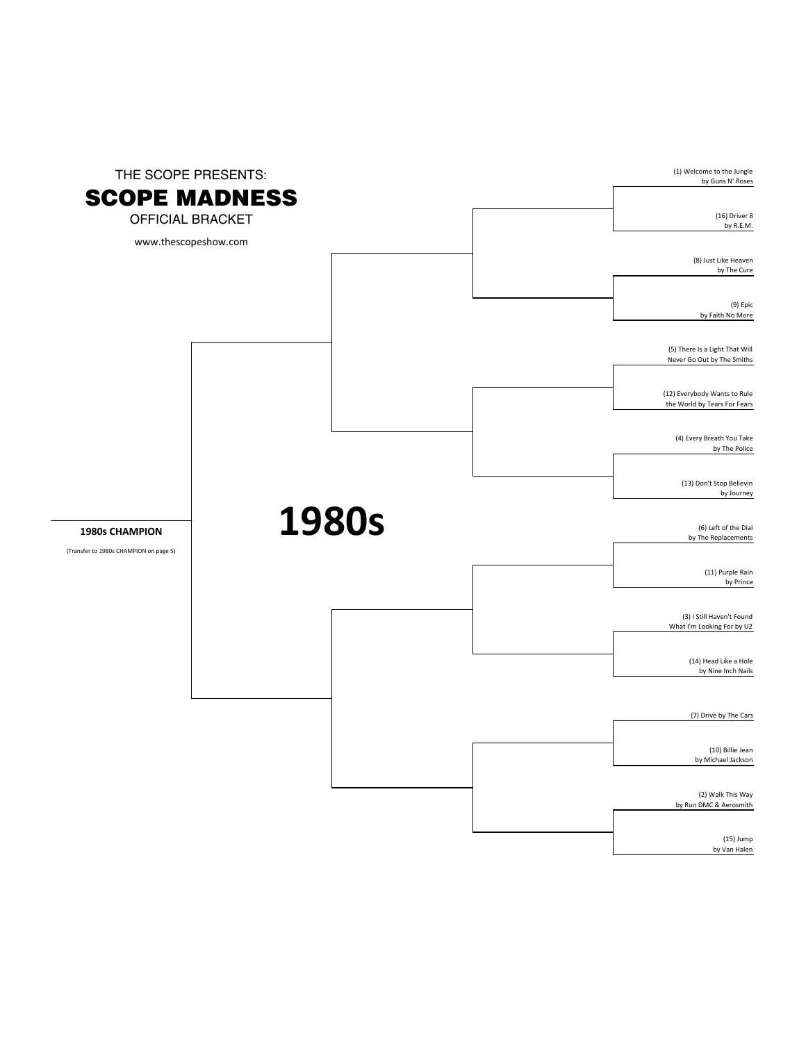THE SCOPE PRESENTS:

# SCOPE MADNESS

OFFICIAL BRACKET

www.thescopeshow.com

# 1980s

(1) Welcome to the Jungle by Guns N' Roses

(16) Driver 8 by R.E.M.

(8) Just Like Heaven by The Cure

(9) Epic by Faith No More

(5) There Is a Light That Will Never Go Out by The Smiths

(12) Everybody Wants to Rule the World by Tears For Fears

(4) Every Breath You Take by The Police

(13) Don't Stop Believin by Journey

(6) Left of the Dial by The Replacements

(11) Purple Rain by Prince

(3) I Still Haven't Found What I'm Looking For by U2

(14) Head Like a Hole by Nine Inch Nails

(7) Drive by The Cars

(10) Billie Jean by Michael Jackson

(2) Walk This Way by Run DMC & Aerosmith

(15) Jump by Van Halen

**1980s CHAMPION**

(Transfer to 1980s CHAMPION on page 5)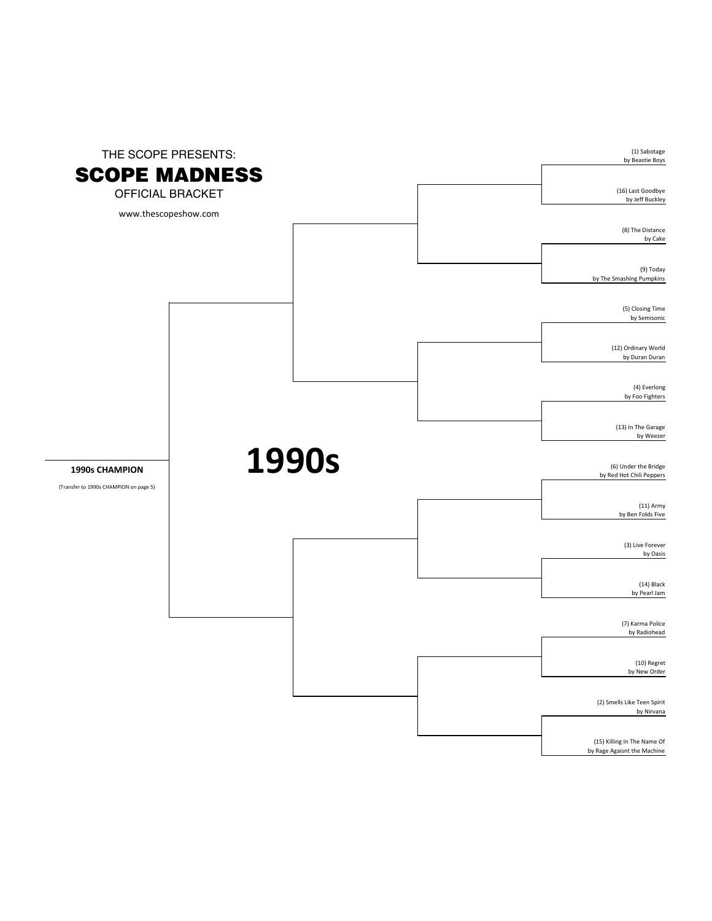THE SCOPE PRESENTS:

# SCOPE MADNESS

OFFICIAL BRACKET

www.thescopeshow.com

## 1990s

(1) Sabotage
by Beastie Boys

(16) Last Goodbye
by Jeff Buckley

(8) The Distance
by Cake

(9) Today
by The Smashing Pumpkins

(5) Closing Time
by Semisonic

(12) Ordinary World
by Duran Duran

(4) Everlong
by Foo Fighters

(13) In The Garage
by Weezer

(6) Under the Bridge
by Red Hot Chili Peppers

(11) Army
by Ben Folds Five

(3) Live Forever
by Oasis

(14) Black
by Pearl Jam

(7) Karma Police
by Radiohead

(10) Regret
by New Order

(2) Smells Like Teen Spirit
by Nirvana

(15) Killing In The Name Of
by Rage Agaisnt the Machine

**1990s CHAMPION**

(Transfer to 1990s CHAMPION on page 5)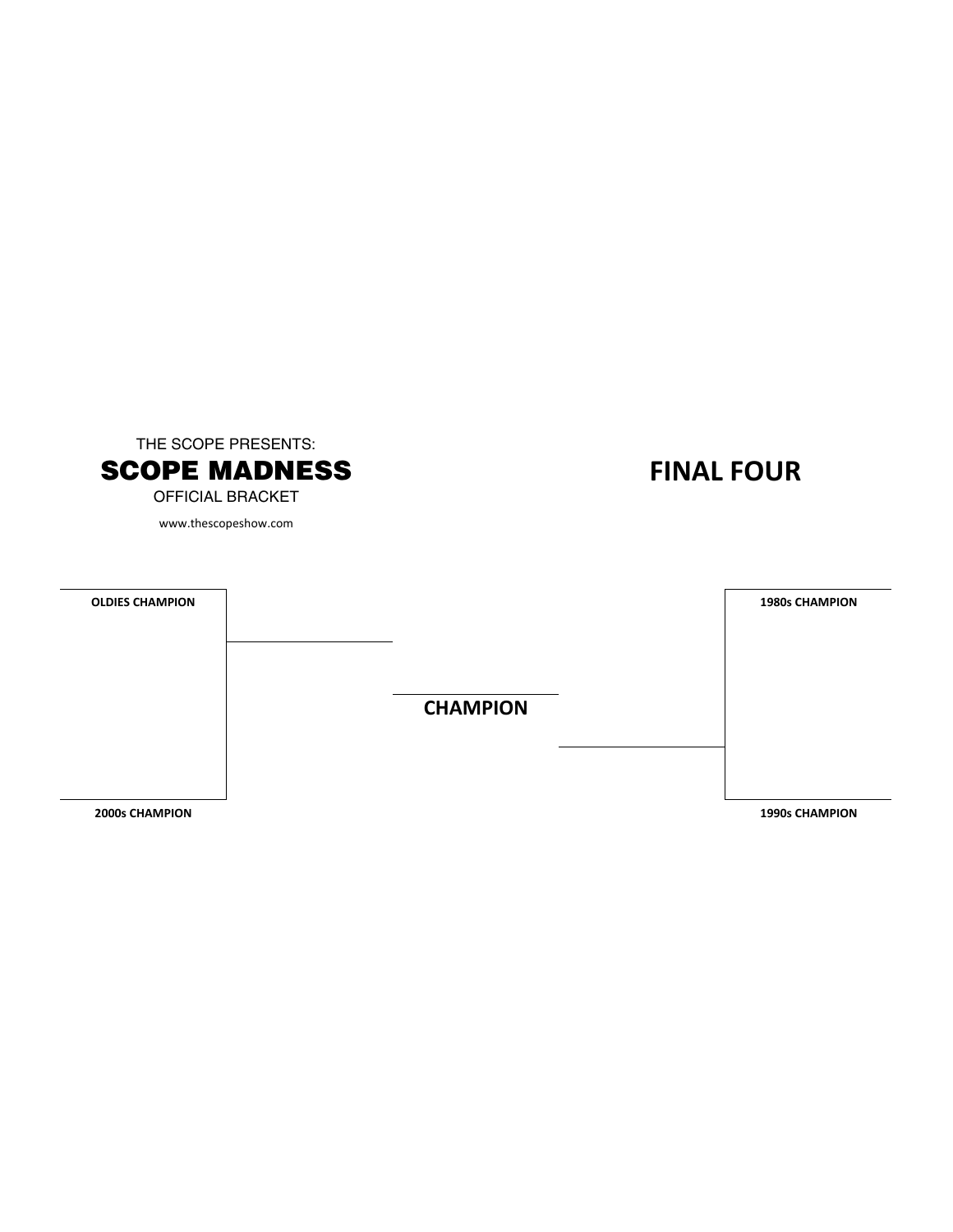THE SCOPE PRESENTS:

# SCOPE MADNESS

OFFICIAL BRACKET

www.thescopeshow.com

## FINAL FOUR

**OLDIES CHAMPION**

**2000s CHAMPION**

**CHAMPION**

**1980s CHAMPION**

**1990s CHAMPION**